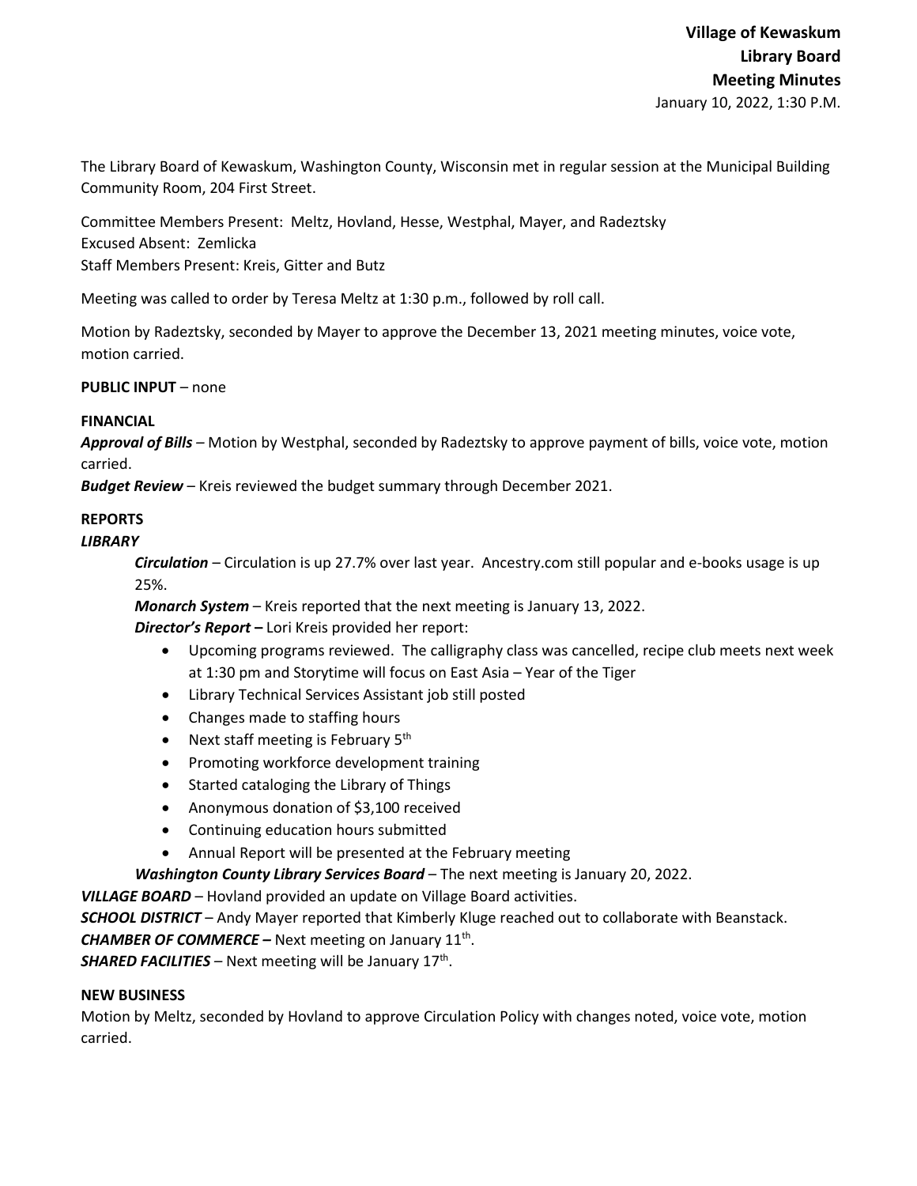**Village of Kewaskum**
**Library Board**
**Meeting Minutes**
January 10, 2022, 1:30 P.M.

The Library Board of Kewaskum, Washington County, Wisconsin met in regular session at the Municipal Building Community Room, 204 First Street.

Committee Members Present: Meltz, Hovland, Hesse, Westphal, Mayer, and Radeztsky
Excused Absent: Zemlicka
Staff Members Present: Kreis, Gitter and Butz

Meeting was called to order by Teresa Meltz at 1:30 p.m., followed by roll call.

Motion by Radeztsky, seconded by Mayer to approve the December 13, 2021 meeting minutes, voice vote, motion carried.

**PUBLIC INPUT** – none

**FINANCIAL**

***Approval of Bills*** – Motion by Westphal, seconded by Radeztsky to approve payment of bills, voice vote, motion carried.

***Budget Review*** – Kreis reviewed the budget summary through December 2021.

**REPORTS**

***LIBRARY***

***Circulation*** – Circulation is up 27.7% over last year. Ancestry.com still popular and e-books usage is up 25%.

***Monarch System*** – Kreis reported that the next meeting is January 13, 2022.

***Director's Report*** **–** Lori Kreis provided her report:

- Upcoming programs reviewed. The calligraphy class was cancelled, recipe club meets next week at 1:30 pm and Storytime will focus on East Asia – Year of the Tiger
- Library Technical Services Assistant job still posted
- Changes made to staffing hours
- Next staff meeting is February 5th
- Promoting workforce development training
- Started cataloging the Library of Things
- Anonymous donation of $3,100 received
- Continuing education hours submitted
- Annual Report will be presented at the February meeting

***Washington County Library Services Board*** – The next meeting is January 20, 2022.

***VILLAGE BOARD*** – Hovland provided an update on Village Board activities.

***SCHOOL DISTRICT*** – Andy Mayer reported that Kimberly Kluge reached out to collaborate with Beanstack.

***CHAMBER OF COMMERCE*** **–** Next meeting on January 11th.

***SHARED FACILITIES*** – Next meeting will be January 17th.

**NEW BUSINESS**

Motion by Meltz, seconded by Hovland to approve Circulation Policy with changes noted, voice vote, motion carried.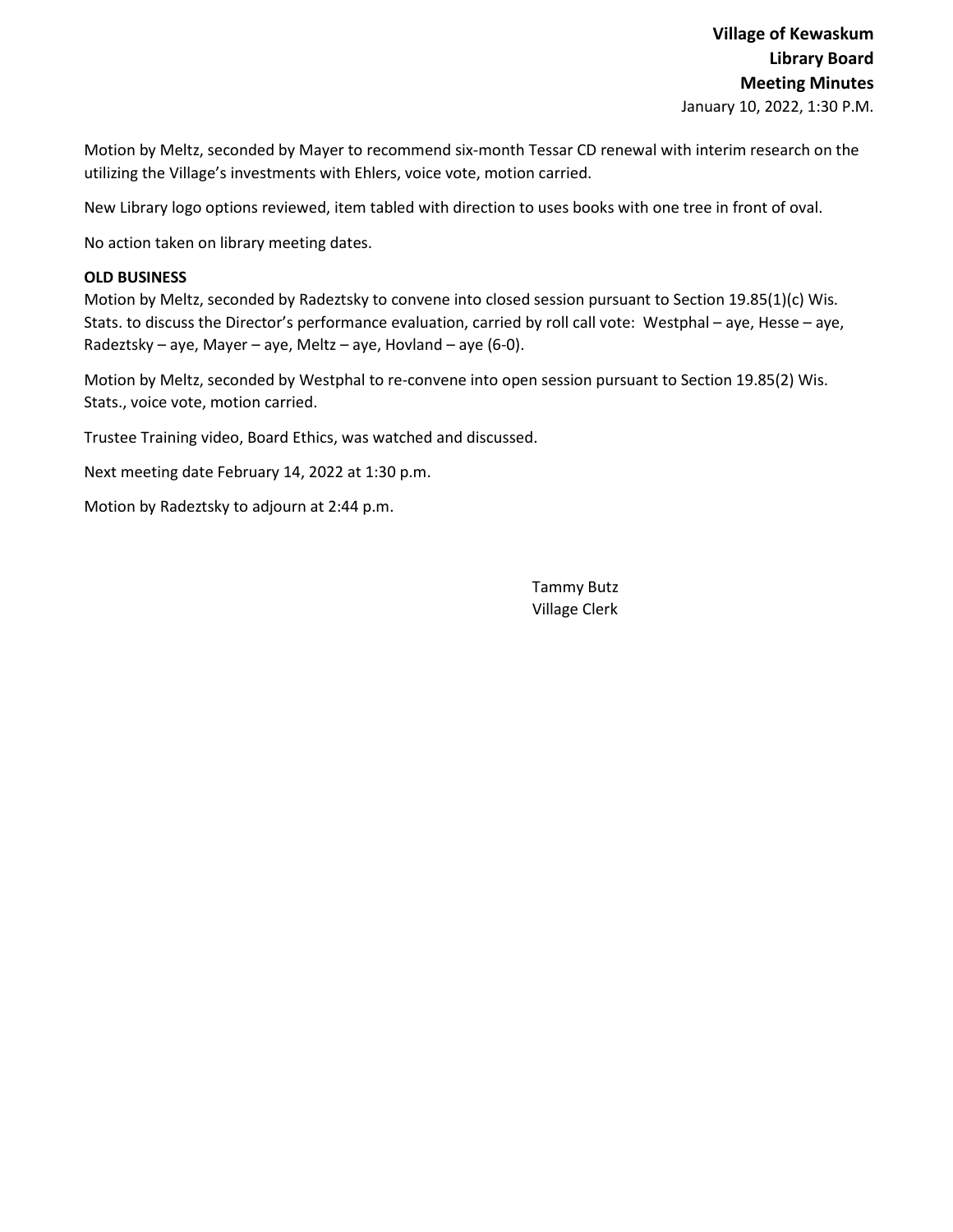Motion by Meltz, seconded by Mayer to recommend six-month Tessar CD renewal with interim research on the utilizing the Village's investments with Ehlers, voice vote, motion carried.

New Library logo options reviewed, item tabled with direction to uses books with one tree in front of oval.

No action taken on library meeting dates.

**OLD BUSINESS**

Motion by Meltz, seconded by Radeztsky to convene into closed session pursuant to Section 19.85(1)(c) Wis. Stats. to discuss the Director's performance evaluation, carried by roll call vote: Westphal – aye, Hesse – aye, Radeztsky – aye, Mayer – aye, Meltz – aye, Hovland – aye (6-0).

Motion by Meltz, seconded by Westphal to re-convene into open session pursuant to Section 19.85(2) Wis. Stats., voice vote, motion carried.

Trustee Training video, Board Ethics, was watched and discussed.

Next meeting date February 14, 2022 at 1:30 p.m.

Motion by Radeztsky to adjourn at 2:44 p.m.

Tammy Butz
Village Clerk